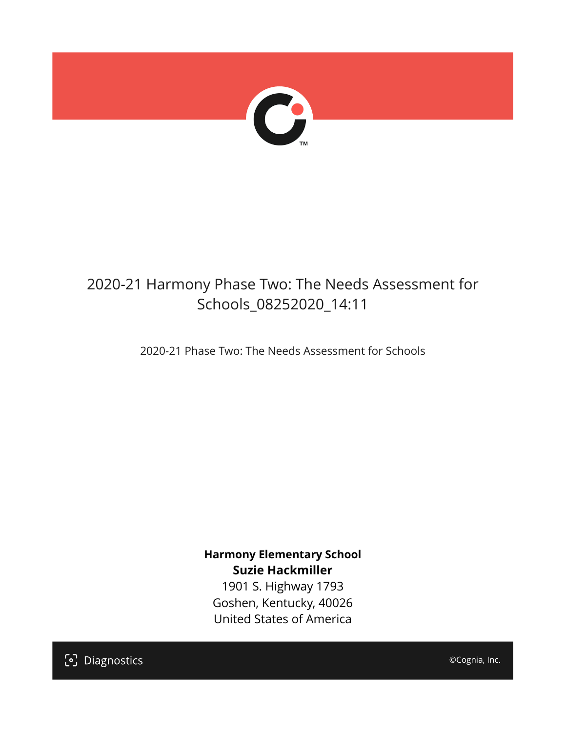# 2020-21 Harmony Phase Two: The Needs Assessment for Schools_08252020_14:11

2020-21 Phase Two: The Needs Assessment for Schools

**Harmony Elementary School**
**Suzie Hackmiller**
1901 S. Highway 1793
Goshen, Kentucky, 40026
United States of America

Diagnostics

©Cognia, Inc.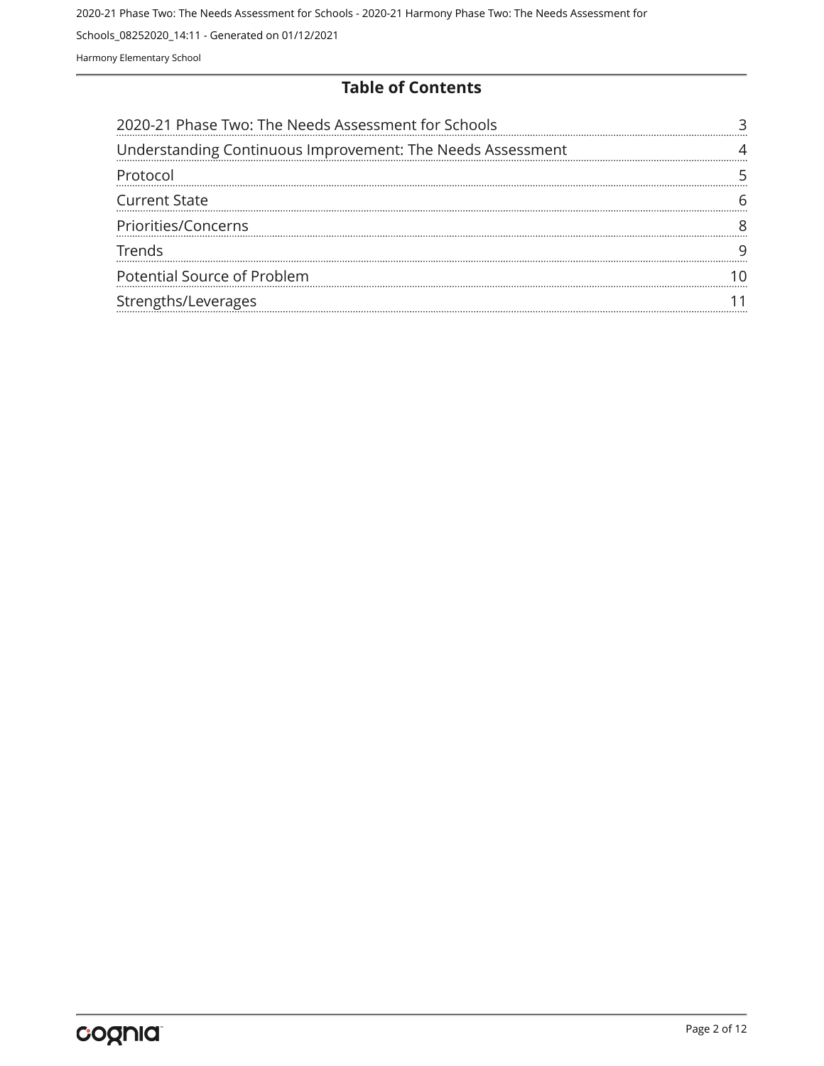## Table of Contents

| | |
|---|---|
| 2020-21 Phase Two: The Needs Assessment for Schools | 3 |
| Understanding Continuous Improvement: The Needs Assessment | 4 |
| Protocol | 5 |
| Current State | 6 |
| Priorities/Concerns | 8 |
| Trends | 9 |
| Potential Source of Problem | 10 |
| Strengths/Leverages | 11 |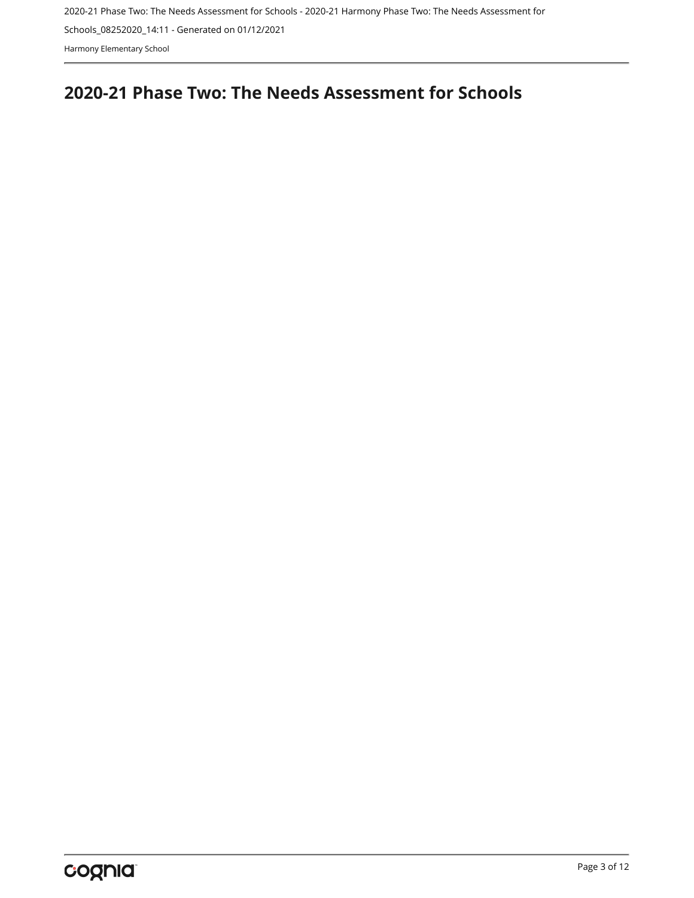# 2020-21 Phase Two: The Needs Assessment for Schools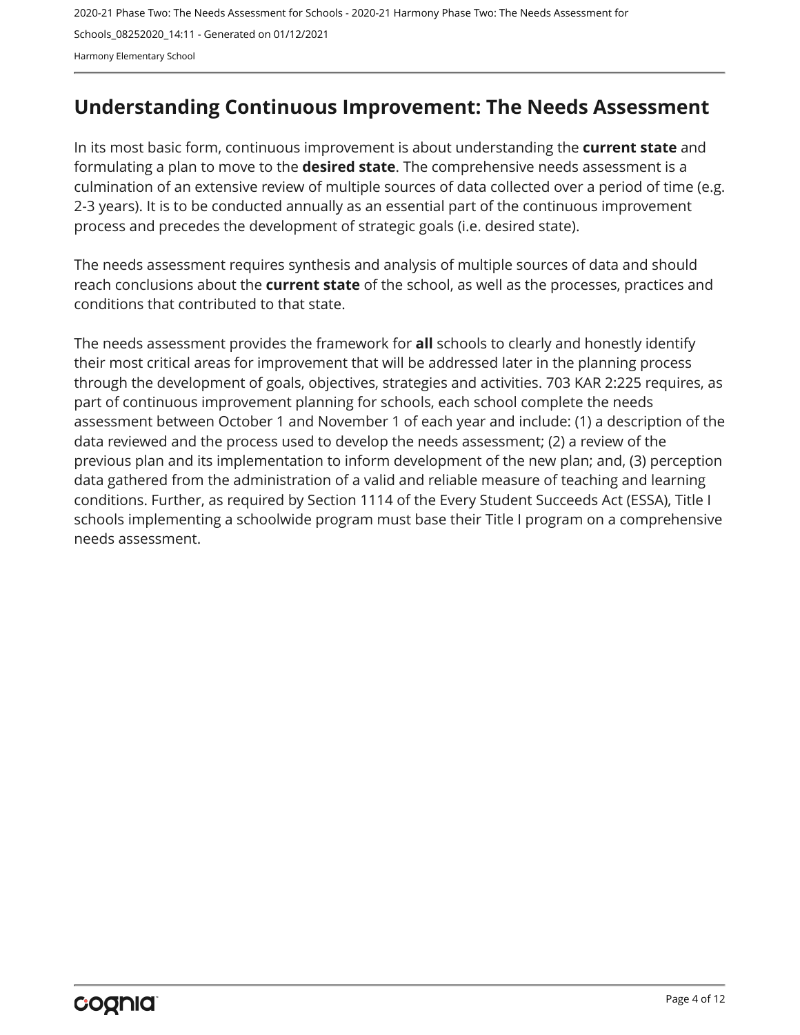# Understanding Continuous Improvement: The Needs Assessment

In its most basic form, continuous improvement is about understanding the **current state** and formulating a plan to move to the **desired state**. The comprehensive needs assessment is a culmination of an extensive review of multiple sources of data collected over a period of time (e.g. 2-3 years). It is to be conducted annually as an essential part of the continuous improvement process and precedes the development of strategic goals (i.e. desired state).

The needs assessment requires synthesis and analysis of multiple sources of data and should reach conclusions about the **current state** of the school, as well as the processes, practices and conditions that contributed to that state.

The needs assessment provides the framework for **all** schools to clearly and honestly identify their most critical areas for improvement that will be addressed later in the planning process through the development of goals, objectives, strategies and activities. 703 KAR 2:225 requires, as part of continuous improvement planning for schools, each school complete the needs assessment between October 1 and November 1 of each year and include: (1) a description of the data reviewed and the process used to develop the needs assessment; (2) a review of the previous plan and its implementation to inform development of the new plan; and, (3) perception data gathered from the administration of a valid and reliable measure of teaching and learning conditions. Further, as required by Section 1114 of the Every Student Succeeds Act (ESSA), Title I schools implementing a schoolwide program must base their Title I program on a comprehensive needs assessment.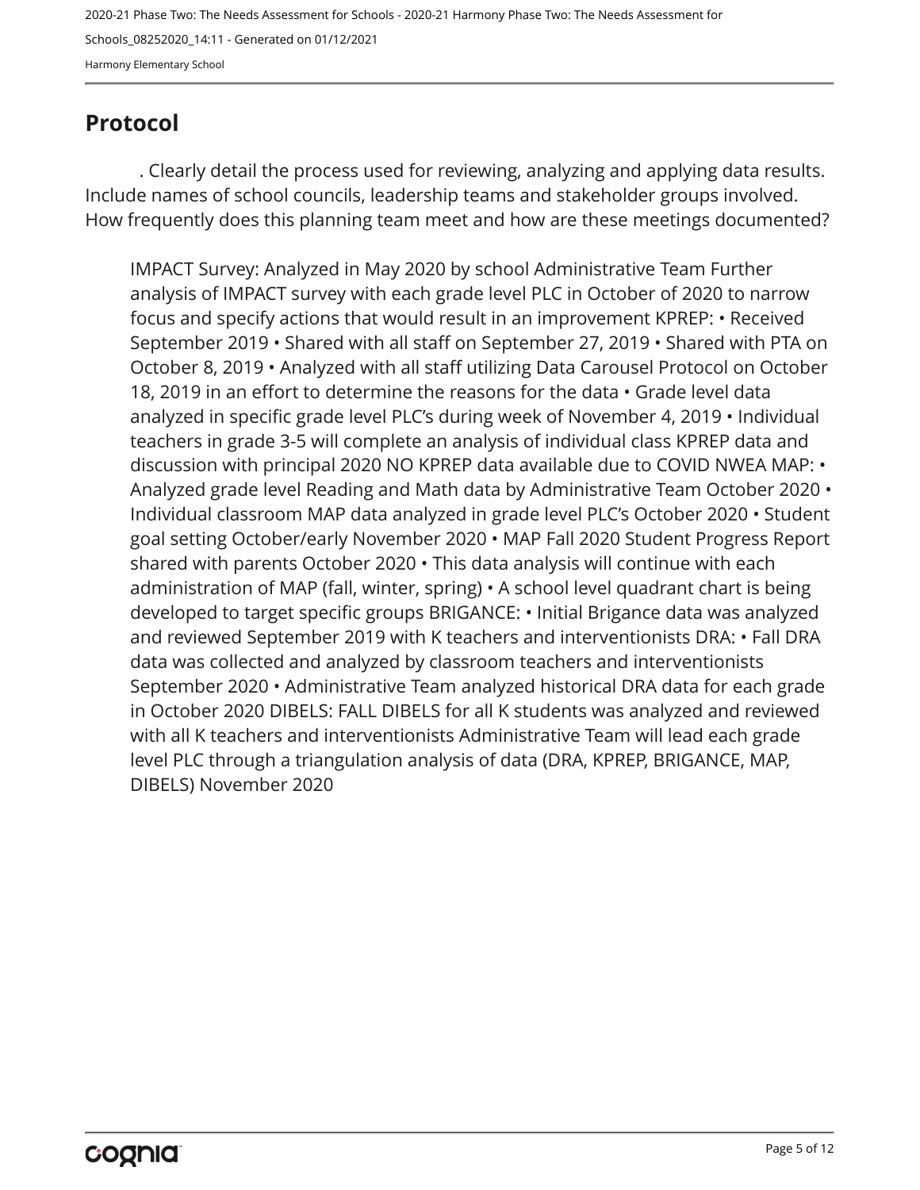## Protocol

. Clearly detail the process used for reviewing, analyzing and applying data results. Include names of school councils, leadership teams and stakeholder groups involved. How frequently does this planning team meet and how are these meetings documented?

IMPACT Survey: Analyzed in May 2020 by school Administrative Team Further analysis of IMPACT survey with each grade level PLC in October of 2020 to narrow focus and specify actions that would result in an improvement KPREP: • Received September 2019 • Shared with all staff on September 27, 2019 • Shared with PTA on October 8, 2019 • Analyzed with all staff utilizing Data Carousel Protocol on October 18, 2019 in an effort to determine the reasons for the data • Grade level data analyzed in specific grade level PLC's during week of November 4, 2019 • Individual teachers in grade 3-5 will complete an analysis of individual class KPREP data and discussion with principal 2020 NO KPREP data available due to COVID NWEA MAP: • Analyzed grade level Reading and Math data by Administrative Team October 2020 • Individual classroom MAP data analyzed in grade level PLC's October 2020 • Student goal setting October/early November 2020 • MAP Fall 2020 Student Progress Report shared with parents October 2020 • This data analysis will continue with each administration of MAP (fall, winter, spring) • A school level quadrant chart is being developed to target specific groups BRIGANCE: • Initial Brigance data was analyzed and reviewed September 2019 with K teachers and interventionists DRA: • Fall DRA data was collected and analyzed by classroom teachers and interventionists September 2020 • Administrative Team analyzed historical DRA data for each grade in October 2020 DIBELS: FALL DIBELS for all K students was analyzed and reviewed with all K teachers and interventionists Administrative Team will lead each grade level PLC through a triangulation analysis of data (DRA, KPREP, BRIGANCE, MAP, DIBELS) November 2020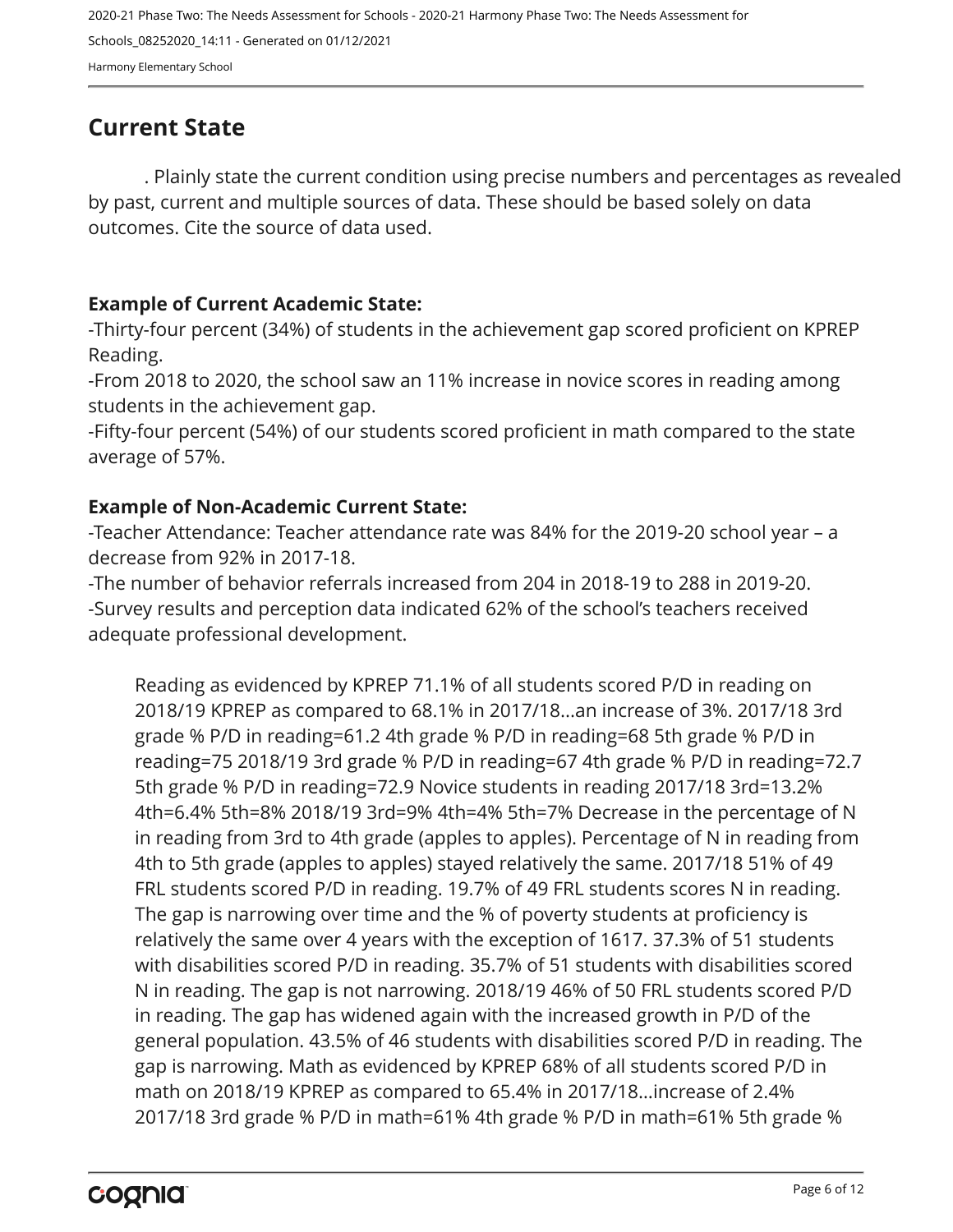## Current State

. Plainly state the current condition using precise numbers and percentages as revealed by past, current and multiple sources of data. These should be based solely on data outcomes. Cite the source of data used.

**Example of Current Academic State:**

-Thirty-four percent (34%) of students in the achievement gap scored proficient on KPREP Reading.

-From 2018 to 2020, the school saw an 11% increase in novice scores in reading among students in the achievement gap.

-Fifty-four percent (54%) of our students scored proficient in math compared to the state average of 57%.

**Example of Non-Academic Current State:**

-Teacher Attendance: Teacher attendance rate was 84% for the 2019-20 school year – a decrease from 92% in 2017-18.

-The number of behavior referrals increased from 204 in 2018-19 to 288 in 2019-20.

-Survey results and perception data indicated 62% of the school's teachers received adequate professional development.

Reading as evidenced by KPREP 71.1% of all students scored P/D in reading on 2018/19 KPREP as compared to 68.1% in 2017/18...an increase of 3%. 2017/18 3rd grade % P/D in reading=61.2 4th grade % P/D in reading=68 5th grade % P/D in reading=75 2018/19 3rd grade % P/D in reading=67 4th grade % P/D in reading=72.7 5th grade % P/D in reading=72.9 Novice students in reading 2017/18 3rd=13.2% 4th=6.4% 5th=8% 2018/19 3rd=9% 4th=4% 5th=7% Decrease in the percentage of N in reading from 3rd to 4th grade (apples to apples). Percentage of N in reading from 4th to 5th grade (apples to apples) stayed relatively the same. 2017/18 51% of 49 FRL students scored P/D in reading. 19.7% of 49 FRL students scores N in reading. The gap is narrowing over time and the % of poverty students at proficiency is relatively the same over 4 years with the exception of 1617. 37.3% of 51 students with disabilities scored P/D in reading. 35.7% of 51 students with disabilities scored N in reading. The gap is not narrowing. 2018/19 46% of 50 FRL students scored P/D in reading. The gap has widened again with the increased growth in P/D of the general population. 43.5% of 46 students with disabilities scored P/D in reading. The gap is narrowing. Math as evidenced by KPREP 68% of all students scored P/D in math on 2018/19 KPREP as compared to 65.4% in 2017/18...increase of 2.4% 2017/18 3rd grade % P/D in math=61% 4th grade % P/D in math=61% 5th grade %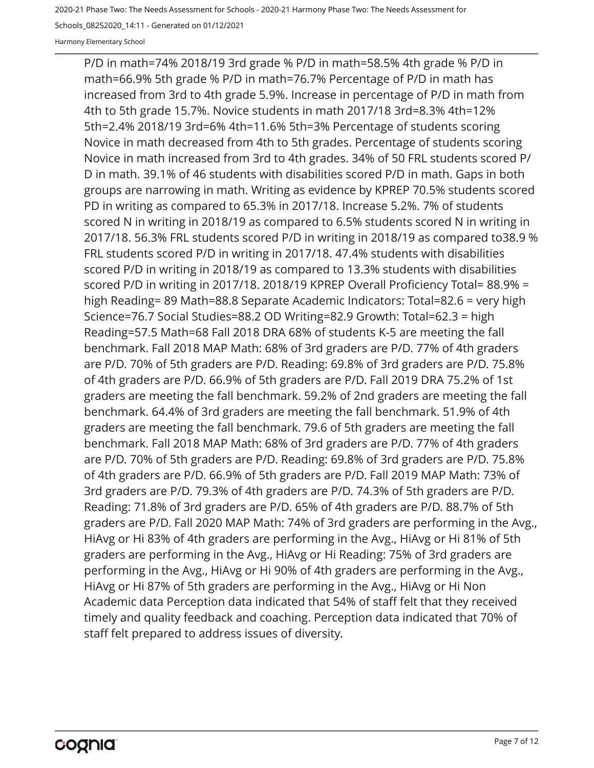P/D in math=74% 2018/19 3rd grade % P/D in math=58.5% 4th grade % P/D in math=66.9% 5th grade % P/D in math=76.7% Percentage of P/D in math has increased from 3rd to 4th grade 5.9%. Increase in percentage of P/D in math from 4th to 5th grade 15.7%. Novice students in math 2017/18 3rd=8.3% 4th=12% 5th=2.4% 2018/19 3rd=6% 4th=11.6% 5th=3% Percentage of students scoring Novice in math decreased from 4th to 5th grades. Percentage of students scoring Novice in math increased from 3rd to 4th grades. 34% of 50 FRL students scored P/D in math. 39.1% of 46 students with disabilities scored P/D in math. Gaps in both groups are narrowing in math. Writing as evidence by KPREP 70.5% students scored PD in writing as compared to 65.3% in 2017/18. Increase 5.2%. 7% of students scored N in writing in 2018/19 as compared to 6.5% students scored N in writing in 2017/18. 56.3% FRL students scored P/D in writing in 2018/19 as compared to38.9 % FRL students scored P/D in writing in 2017/18. 47.4% students with disabilities scored P/D in writing in 2018/19 as compared to 13.3% students with disabilities scored P/D in writing in 2017/18. 2018/19 KPREP Overall Proficiency Total= 88.9% = high Reading= 89 Math=88.8 Separate Academic Indicators: Total=82.6 = very high Science=76.7 Social Studies=88.2 OD Writing=82.9 Growth: Total=62.3 = high Reading=57.5 Math=68 Fall 2018 DRA 68% of students K-5 are meeting the fall benchmark. Fall 2018 MAP Math: 68% of 3rd graders are P/D. 77% of 4th graders are P/D. 70% of 5th graders are P/D. Reading: 69.8% of 3rd graders are P/D. 75.8% of 4th graders are P/D. 66.9% of 5th graders are P/D. Fall 2019 DRA 75.2% of 1st graders are meeting the fall benchmark. 59.2% of 2nd graders are meeting the fall benchmark. 64.4% of 3rd graders are meeting the fall benchmark. 51.9% of 4th graders are meeting the fall benchmark. 79.6 of 5th graders are meeting the fall benchmark. Fall 2018 MAP Math: 68% of 3rd graders are P/D. 77% of 4th graders are P/D. 70% of 5th graders are P/D. Reading: 69.8% of 3rd graders are P/D. 75.8% of 4th graders are P/D. 66.9% of 5th graders are P/D. Fall 2019 MAP Math: 73% of 3rd graders are P/D. 79.3% of 4th graders are P/D. 74.3% of 5th graders are P/D. Reading: 71.8% of 3rd graders are P/D. 65% of 4th graders are P/D. 88.7% of 5th graders are P/D. Fall 2020 MAP Math: 74% of 3rd graders are performing in the Avg., HiAvg or Hi 83% of 4th graders are performing in the Avg., HiAvg or Hi 81% of 5th graders are performing in the Avg., HiAvg or Hi Reading: 75% of 3rd graders are performing in the Avg., HiAvg or Hi 90% of 4th graders are performing in the Avg., HiAvg or Hi 87% of 5th graders are performing in the Avg., HiAvg or Hi Non Academic data Perception data indicated that 54% of staff felt that they received timely and quality feedback and coaching. Perception data indicated that 70% of staff felt prepared to address issues of diversity.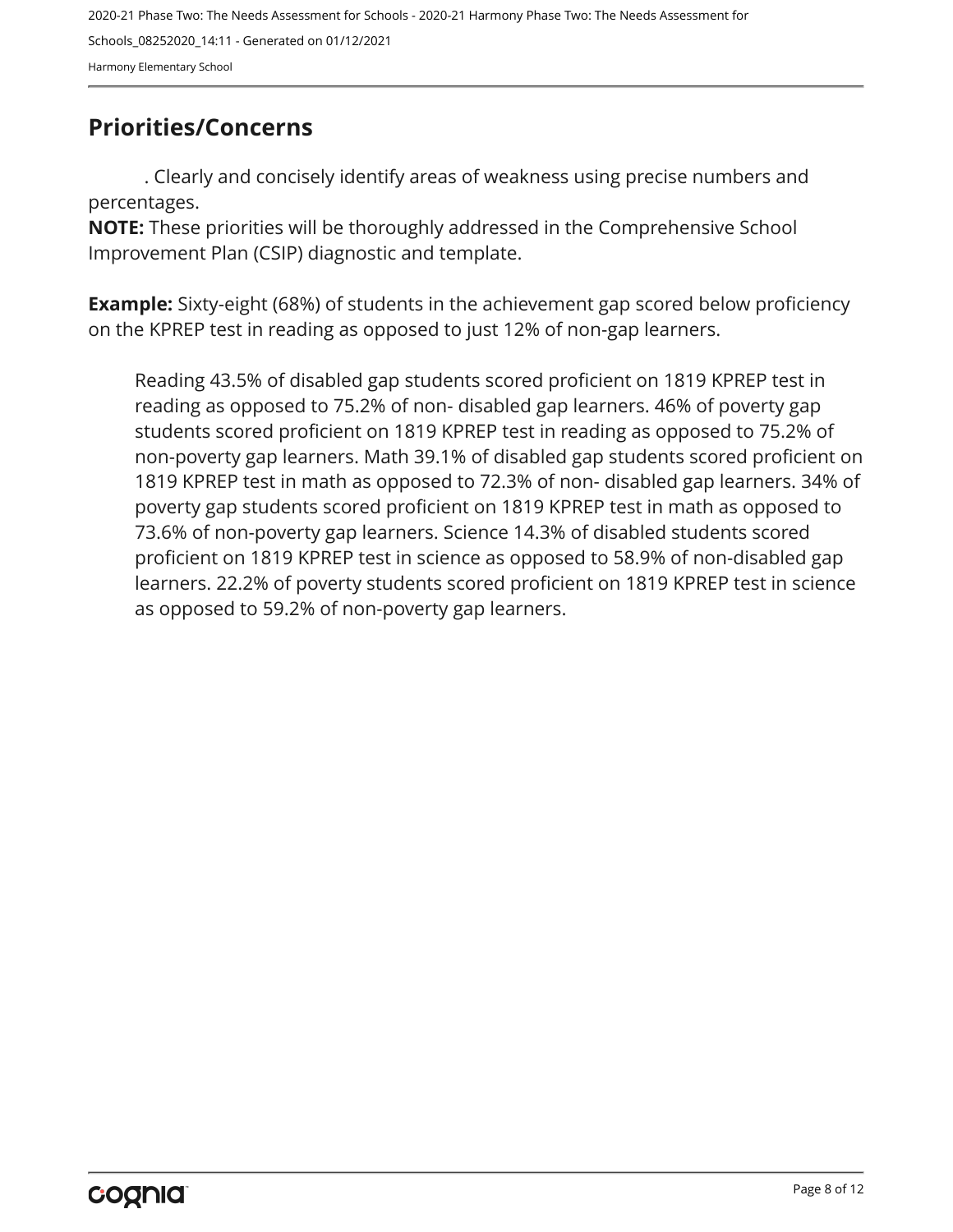## Priorities/Concerns

. Clearly and concisely identify areas of weakness using precise numbers and percentages.

**NOTE:** These priorities will be thoroughly addressed in the Comprehensive School Improvement Plan (CSIP) diagnostic and template.

**Example:** Sixty-eight (68%) of students in the achievement gap scored below proficiency on the KPREP test in reading as opposed to just 12% of non-gap learners.

Reading 43.5% of disabled gap students scored proficient on 1819 KPREP test in reading as opposed to 75.2% of non- disabled gap learners. 46% of poverty gap students scored proficient on 1819 KPREP test in reading as opposed to 75.2% of non-poverty gap learners. Math 39.1% of disabled gap students scored proficient on 1819 KPREP test in math as opposed to 72.3% of non- disabled gap learners. 34% of poverty gap students scored proficient on 1819 KPREP test in math as opposed to 73.6% of non-poverty gap learners. Science 14.3% of disabled students scored proficient on 1819 KPREP test in science as opposed to 58.9% of non-disabled gap learners. 22.2% of poverty students scored proficient on 1819 KPREP test in science as opposed to 59.2% of non-poverty gap learners.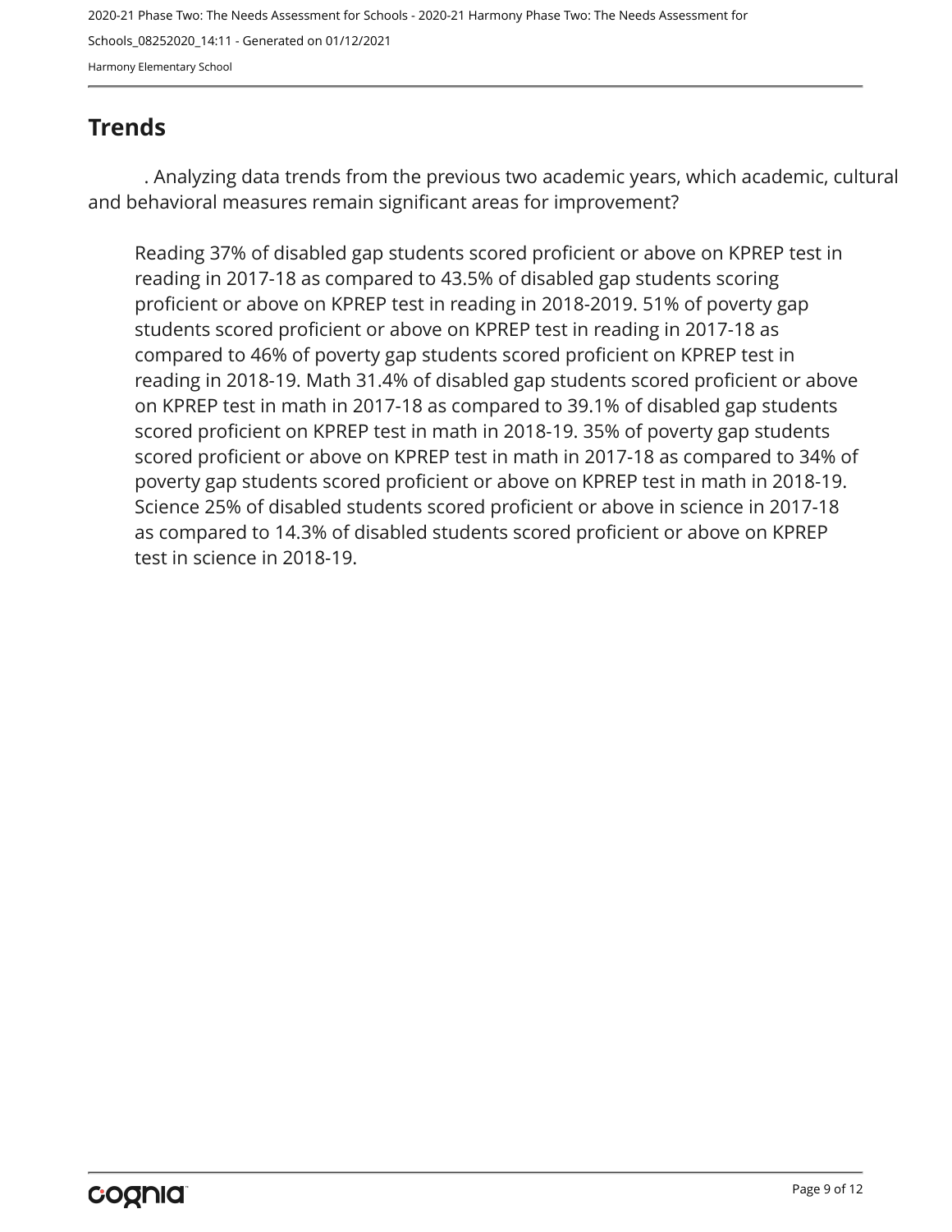## Trends

. Analyzing data trends from the previous two academic years, which academic, cultural and behavioral measures remain significant areas for improvement?

Reading 37% of disabled gap students scored proficient or above on KPREP test in reading in 2017-18 as compared to 43.5% of disabled gap students scoring proficient or above on KPREP test in reading in 2018-2019. 51% of poverty gap students scored proficient or above on KPREP test in reading in 2017-18 as compared to 46% of poverty gap students scored proficient on KPREP test in reading in 2018-19. Math 31.4% of disabled gap students scored proficient or above on KPREP test in math in 2017-18 as compared to 39.1% of disabled gap students scored proficient on KPREP test in math in 2018-19. 35% of poverty gap students scored proficient or above on KPREP test in math in 2017-18 as compared to 34% of poverty gap students scored proficient or above on KPREP test in math in 2018-19. Science 25% of disabled students scored proficient or above in science in 2017-18 as compared to 14.3% of disabled students scored proficient or above on KPREP test in science in 2018-19.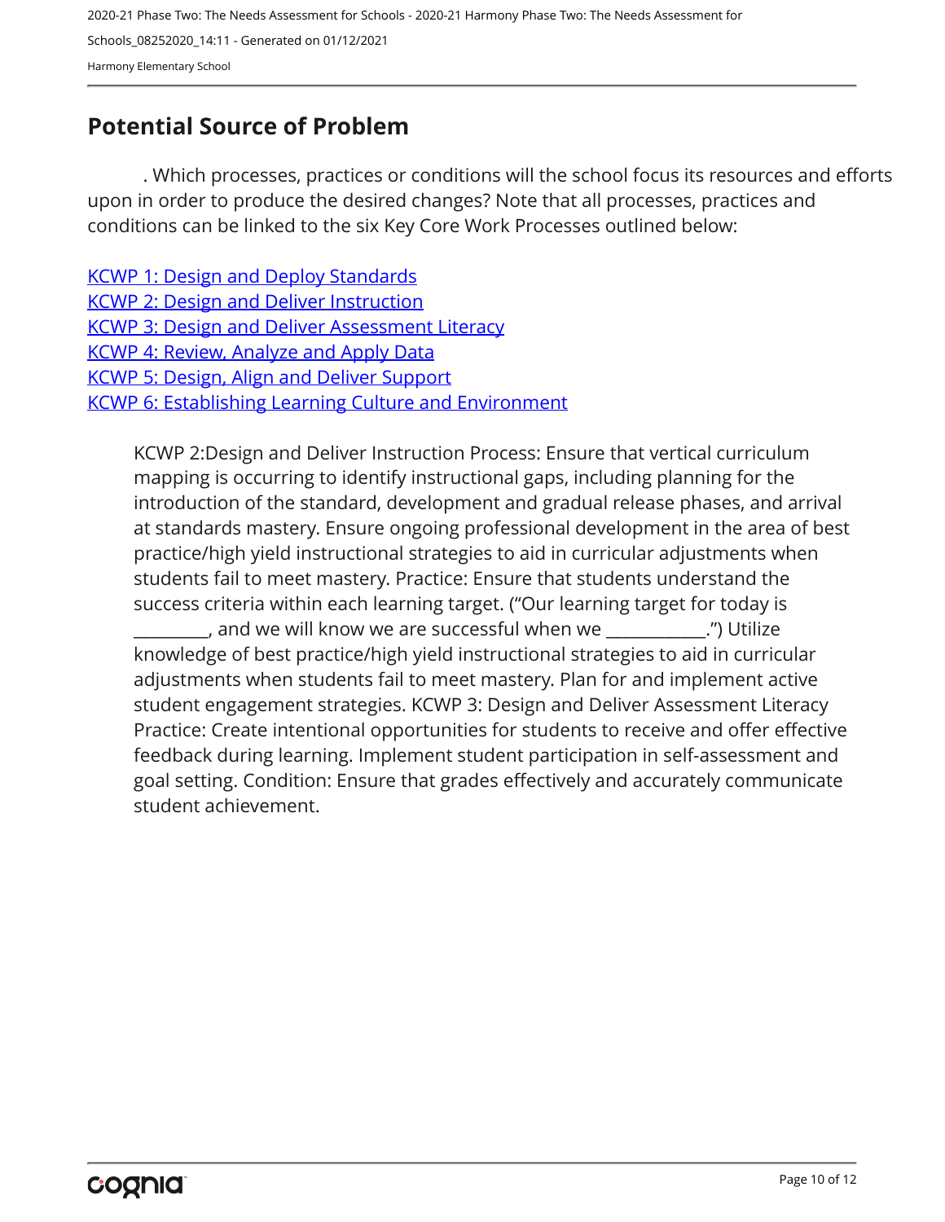## Potential Source of Problem

. Which processes, practices or conditions will the school focus its resources and efforts upon in order to produce the desired changes? Note that all processes, practices and conditions can be linked to the six Key Core Work Processes outlined below:

[KCWP 1: Design and Deploy Standards](#)
[KCWP 2: Design and Deliver Instruction](#)
[KCWP 3: Design and Deliver Assessment Literacy](#)
[KCWP 4: Review, Analyze and Apply Data](#)
[KCWP 5: Design, Align and Deliver Support](#)
[KCWP 6: Establishing Learning Culture and Environment](#)

KCWP 2:Design and Deliver Instruction Process: Ensure that vertical curriculum mapping is occurring to identify instructional gaps, including planning for the introduction of the standard, development and gradual release phases, and arrival at standards mastery. Ensure ongoing professional development in the area of best practice/high yield instructional strategies to aid in curricular adjustments when students fail to meet mastery. Practice: Ensure that students understand the success criteria within each learning target. ("Our learning target for today is _________, and we will know we are successful when we ____________.") Utilize knowledge of best practice/high yield instructional strategies to aid in curricular adjustments when students fail to meet mastery. Plan for and implement active student engagement strategies. KCWP 3: Design and Deliver Assessment Literacy Practice: Create intentional opportunities for students to receive and offer effective feedback during learning. Implement student participation in self-assessment and goal setting. Condition: Ensure that grades effectively and accurately communicate student achievement.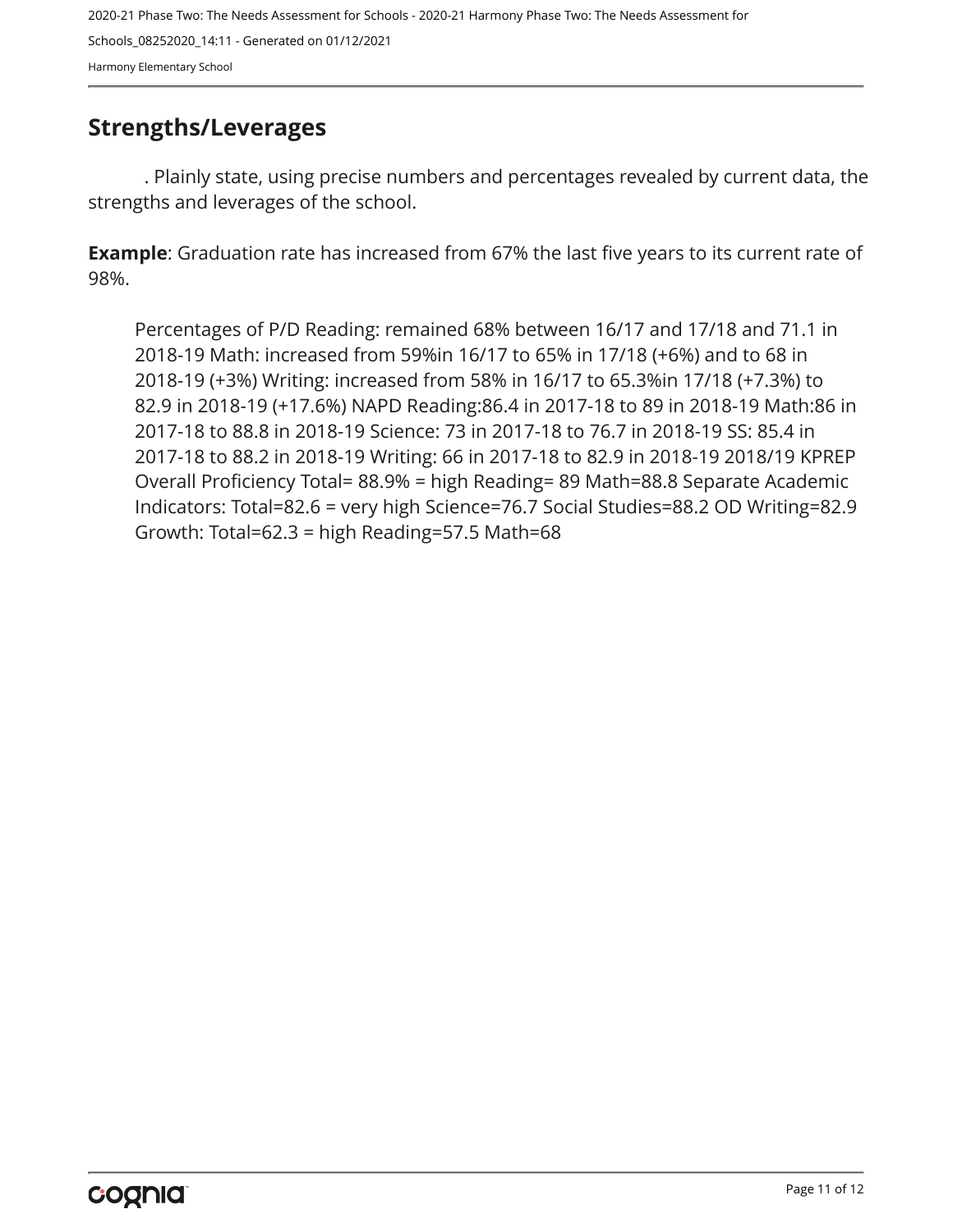## Strengths/Leverages

. Plainly state, using precise numbers and percentages revealed by current data, the strengths and leverages of the school.

**Example**: Graduation rate has increased from 67% the last five years to its current rate of 98%.

Percentages of P/D Reading: remained 68% between 16/17 and 17/18 and 71.1 in 2018-19 Math: increased from 59%in 16/17 to 65% in 17/18 (+6%) and to 68 in 2018-19 (+3%) Writing: increased from 58% in 16/17 to 65.3%in 17/18 (+7.3%) to 82.9 in 2018-19 (+17.6%) NAPD Reading:86.4 in 2017-18 to 89 in 2018-19 Math:86 in 2017-18 to 88.8 in 2018-19 Science: 73 in 2017-18 to 76.7 in 2018-19 SS: 85.4 in 2017-18 to 88.2 in 2018-19 Writing: 66 in 2017-18 to 82.9 in 2018-19 2018/19 KPREP Overall Proficiency Total= 88.9% = high Reading= 89 Math=88.8 Separate Academic Indicators: Total=82.6 = very high Science=76.7 Social Studies=88.2 OD Writing=82.9 Growth: Total=62.3 = high Reading=57.5 Math=68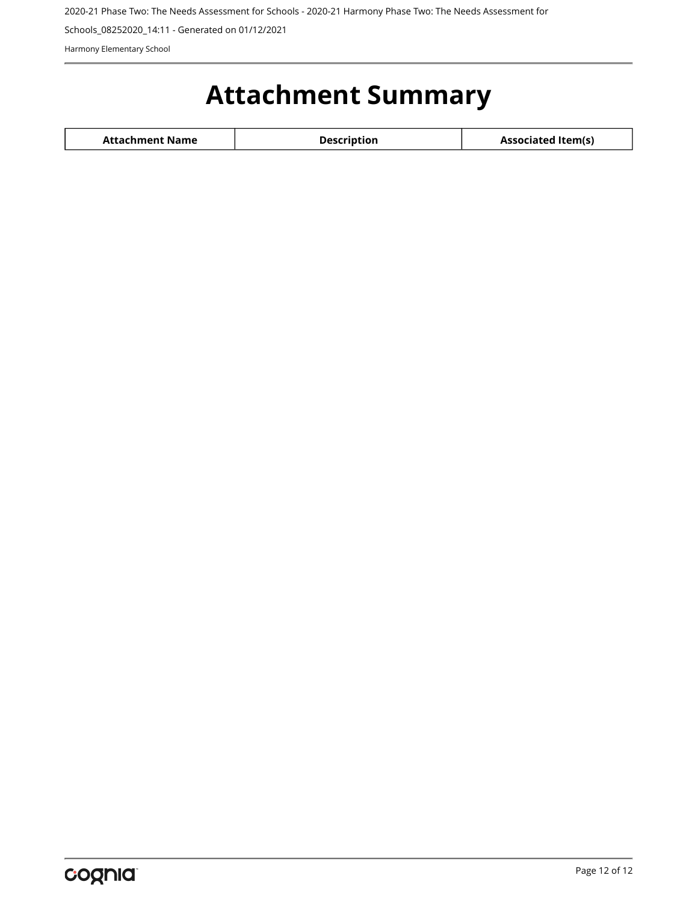# Attachment Summary

| Attachment Name | Description | Associated Item(s) |
| --- | --- | --- |